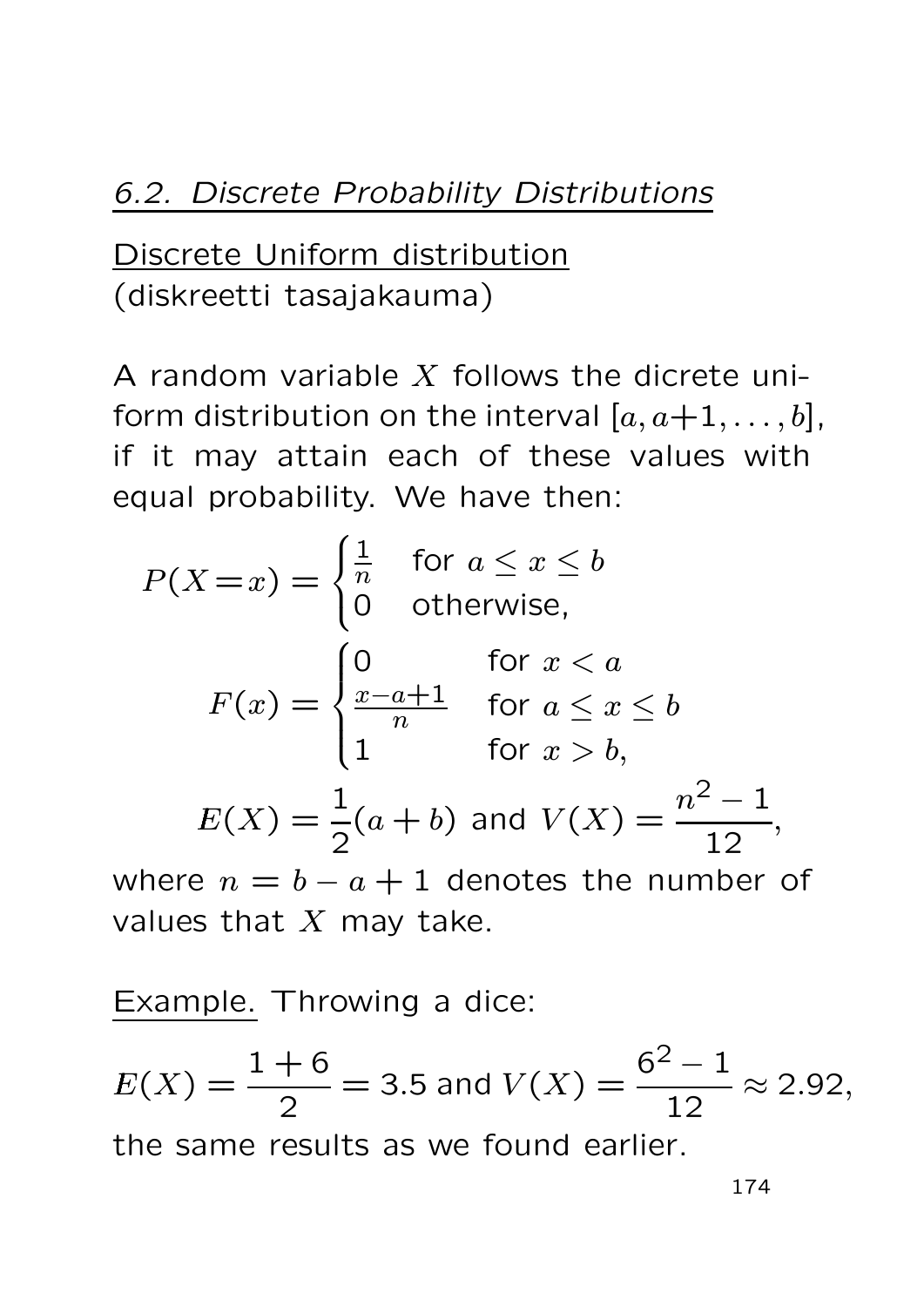## *6.2. Discrete Probability Distributions*

Discrete Uniform distribution
(diskreetti tasajakauma)

A random variable $X$ follows the dicrete uniform distribution on the interval $[a, a+1, \ldots, b]$, if it may attain each of these values with equal probability. We have then:

$$P(X = x) = \begin{cases} \frac{1}{n} & \text{for } a \leq x \leq b \\ 0 & \text{otherwise,} \end{cases}$$

$$F(x) = \begin{cases} 0 & \text{for } x < a \\ \frac{x-a+1}{n} & \text{for } a \leq x \leq b \\ 1 & \text{for } x > b, \end{cases}$$

$$E(X) = \frac{1}{2}(a+b) \text{ and } V(X) = \frac{n^2 - 1}{12},$$

where $n = b - a + 1$ denotes the number of values that $X$ may take.

Example. Throwing a dice:

$$E(X) = \frac{1+6}{2} = 3.5 \text{ and } V(X) = \frac{6^2 - 1}{12} \approx 2.92,$$

the same results as we found earlier.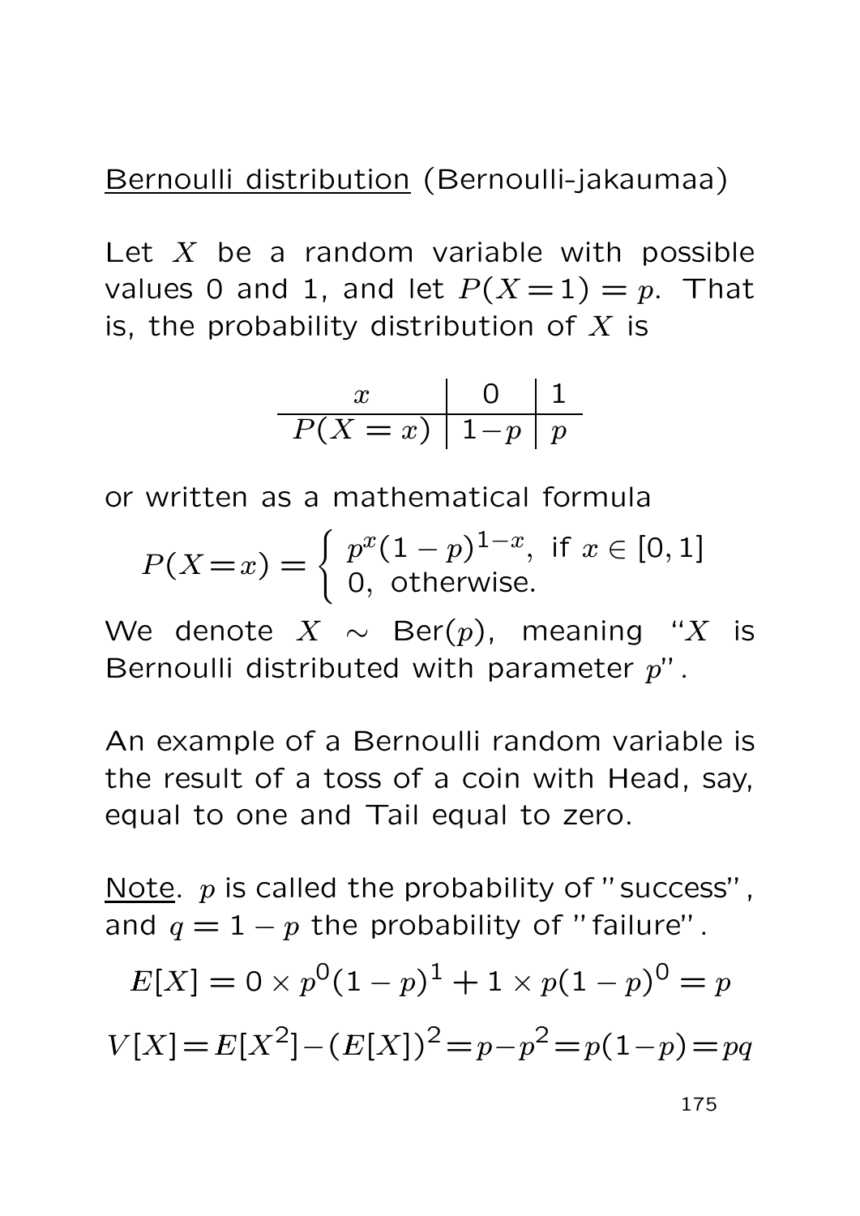## Bernoulli distribution (Bernoulli-jakaumaa)

Let $X$ be a random variable with possible values 0 and 1, and let $P(X=1) = p$. That is, the probability distribution of $X$ is

| $x$ | 0 | 1 |
|---|---|---|
| $P(X=x)$ | $1-p$ | $p$ |

or written as a mathematical formula

$$P(X=x) = \begin{cases} p^x(1-p)^{1-x}, & \text{if } x \in [0,1] \\ 0, & \text{otherwise.} \end{cases}$$

We denote $X \sim \text{Ber}(p)$, meaning "$X$ is Bernoulli distributed with parameter $p$".

An example of a Bernoulli random variable is the result of a toss of a coin with Head, say, equal to one and Tail equal to zero.

Note. $p$ is called the probability of "success", and $q = 1-p$ the probability of "failure".

$$E[X] = 0 \times p^0(1-p)^1 + 1 \times p(1-p)^0 = p$$

$$V[X] = E[X^2] - (E[X])^2 = p - p^2 = p(1-p) = pq$$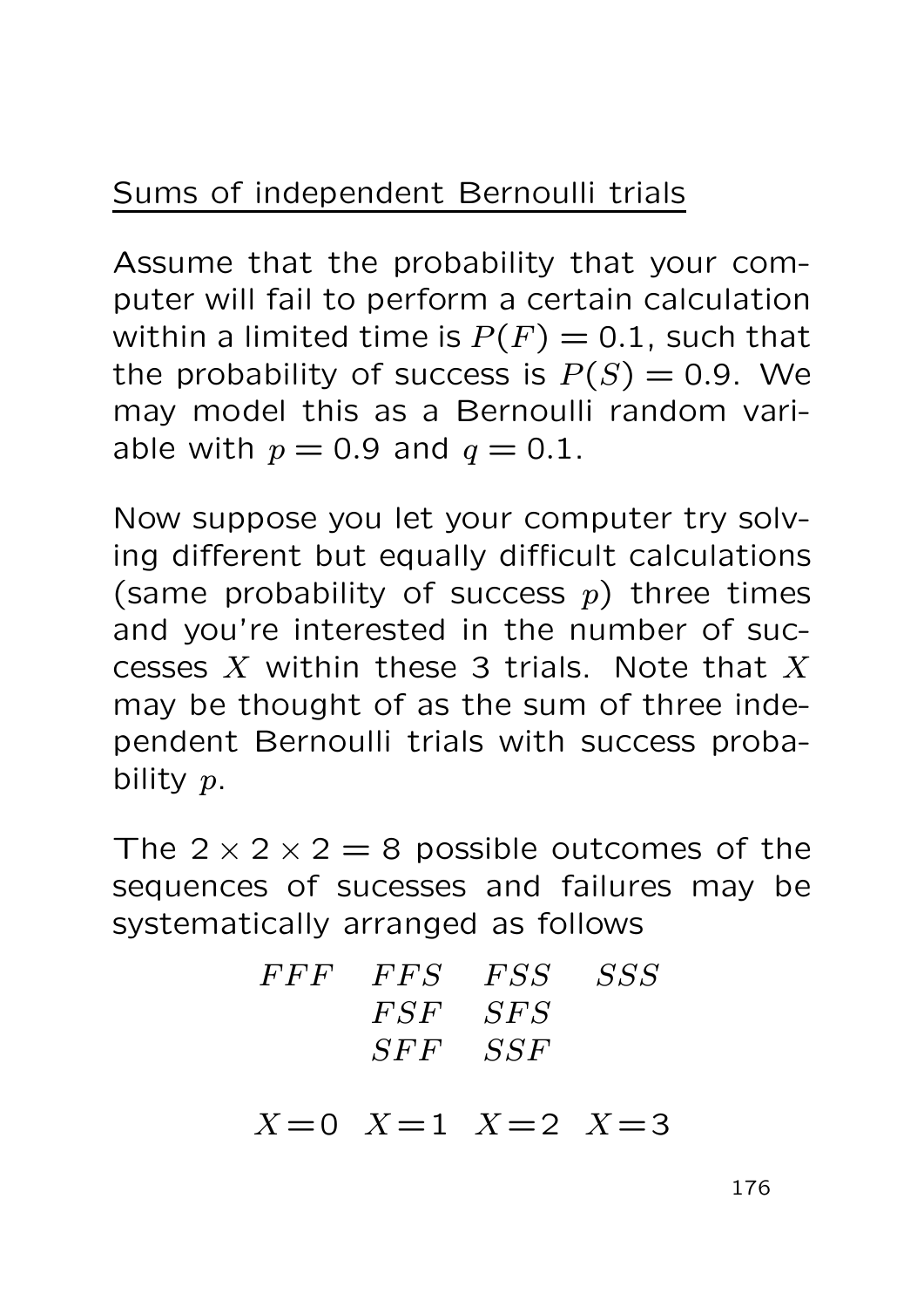## Sums of independent Bernoulli trials

Assume that the probability that your computer will fail to perform a certain calculation within a limited time is $P(F) = 0.1$, such that the probability of success is $P(S) = 0.9$. We may model this as a Bernoulli random variable with $p = 0.9$ and $q = 0.1$.

Now suppose you let your computer try solving different but equally difficult calculations (same probability of success $p$) three times and you're interested in the number of successes $X$ within these 3 trials. Note that $X$ may be thought of as the sum of three independent Bernoulli trials with success probability $p$.

The $2 \times 2 \times 2 = 8$ possible outcomes of the sequences of sucesses and failures may be systematically arranged as follows

| $FFF$ | $FFS$ | $FSS$ | $SSS$ |
|---|---|---|---|
| | $FSF$ | $SFS$ | |
| | $SFF$ | $SSF$ | |
| $X = 0$ | $X = 1$ | $X = 2$ | $X = 3$ |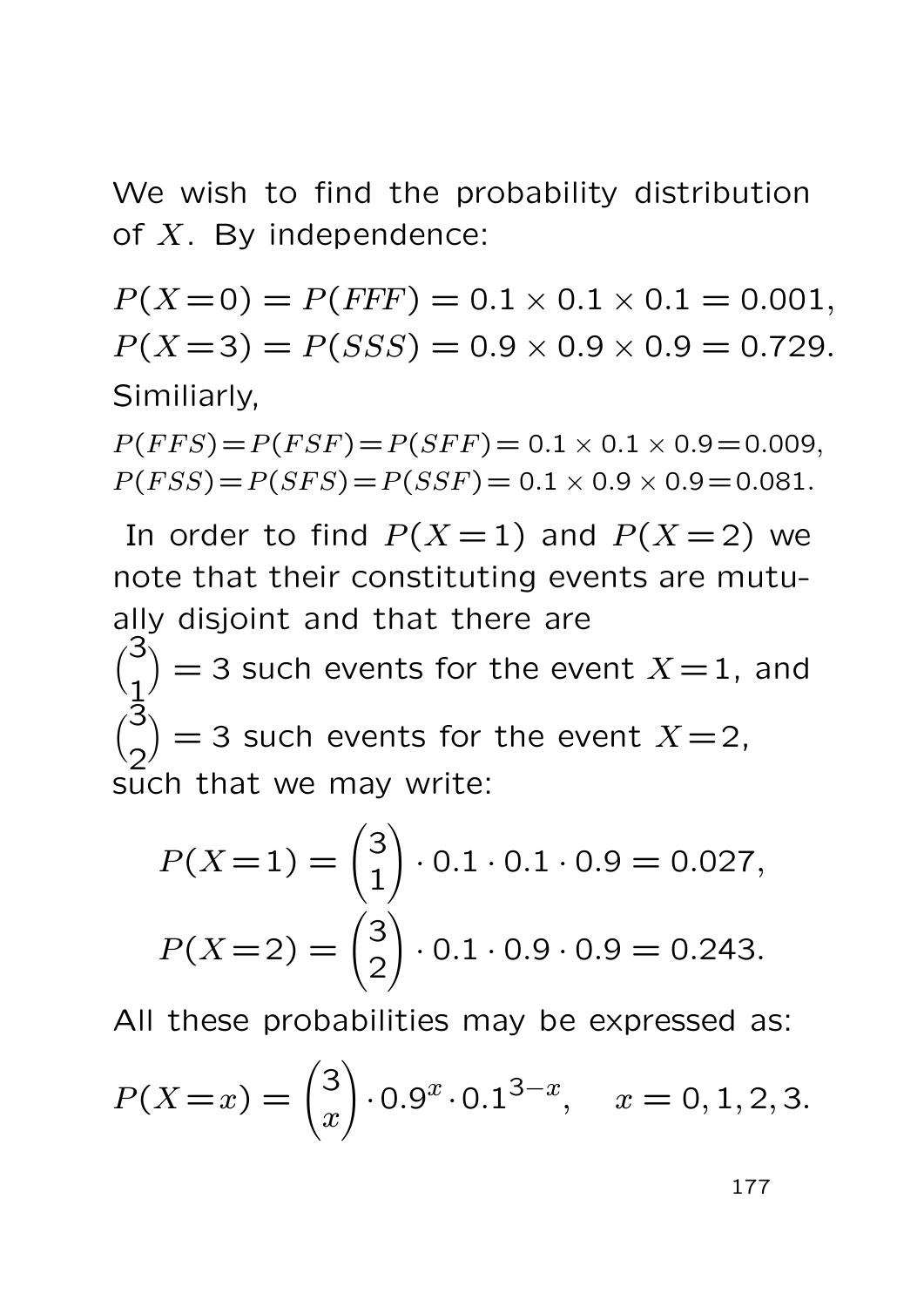We wish to find the probability distribution of $X$. By independence:

$P(X=0) = P(FFF) = 0.1 \times 0.1 \times 0.1 = 0.001,$
$P(X=3) = P(SSS) = 0.9 \times 0.9 \times 0.9 = 0.729.$

Similiarly,

$P(FFS) = P(FSF) = P(SFF) = 0.1 \times 0.1 \times 0.9 = 0.009,$
$P(FSS) = P(SFS) = P(SSF) = 0.1 \times 0.9 \times 0.9 = 0.081.$

In order to find $P(X=1)$ and $P(X=2)$ we note that their constituting events are mutually disjoint and that there are $\binom{3}{1} = 3$ such events for the event $X=1$, and $\binom{3}{2} = 3$ such events for the event $X=2$, such that we may write:

$$P(X=1) = \binom{3}{1} \cdot 0.1 \cdot 0.1 \cdot 0.9 = 0.027,$$
$$P(X=2) = \binom{3}{2} \cdot 0.1 \cdot 0.9 \cdot 0.9 = 0.243.$$

All these probabilities may be expressed as:

$$P(X=x) = \binom{3}{x} \cdot 0.9^x \cdot 0.1^{3-x}, \quad x = 0, 1, 2, 3.$$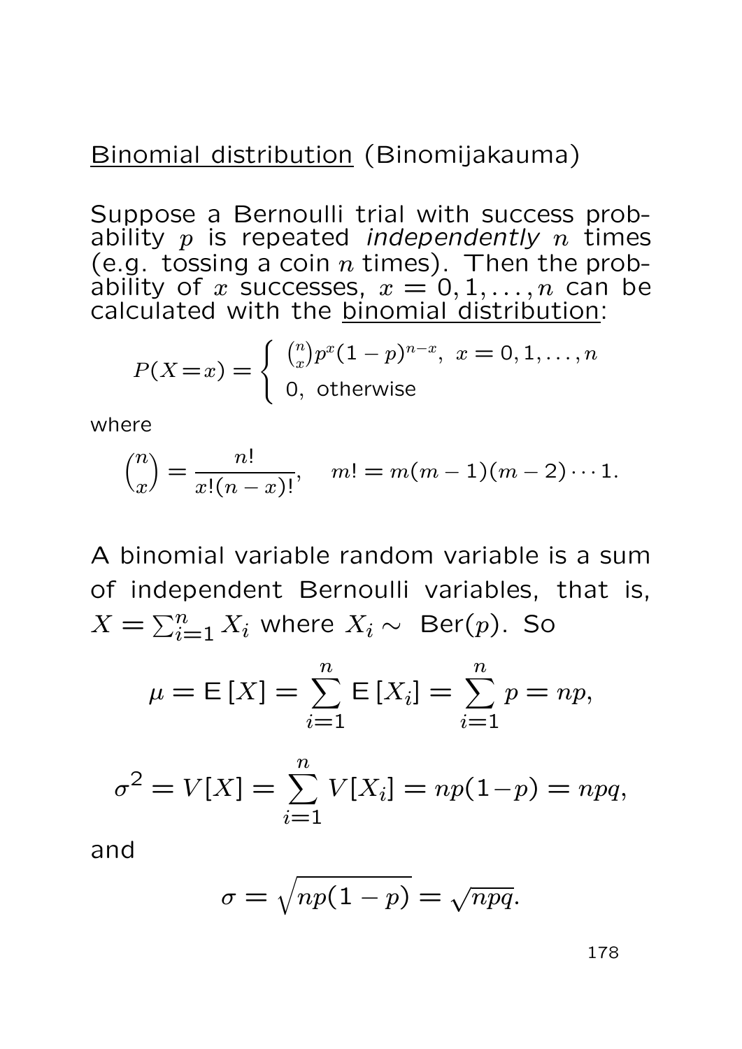<u>Binomial distribution</u> (Binomijakauma)

Suppose a Bernoulli trial with success probability $p$ is repeated *independently* $n$ times (e.g. tossing a coin $n$ times). Then the probability of $x$ successes, $x = 0, 1, \ldots, n$ can be calculated with the <u>binomial distribution</u>:

$$P(X = x) = \begin{cases} \binom{n}{x} p^x (1-p)^{n-x}, & x = 0, 1, \ldots, n \\ 0, & \text{otherwise} \end{cases}$$

where

$$\binom{n}{x} = \frac{n!}{x!(n-x)!}, \quad m! = m(m-1)(m-2)\cdots 1.$$

A binomial variable random variable is a sum of independent Bernoulli variables, that is, $X = \sum_{i=1}^{n} X_i$ where $X_i \sim$ Ber$(p)$. So

$$\mu = \mathsf{E}[X] = \sum_{i=1}^{n} \mathsf{E}[X_i] = \sum_{i=1}^{n} p = np,$$

$$\sigma^2 = V[X] = \sum_{i=1}^{n} V[X_i] = np(1-p) = npq,$$

and

$$\sigma = \sqrt{np(1-p)} = \sqrt{npq}.$$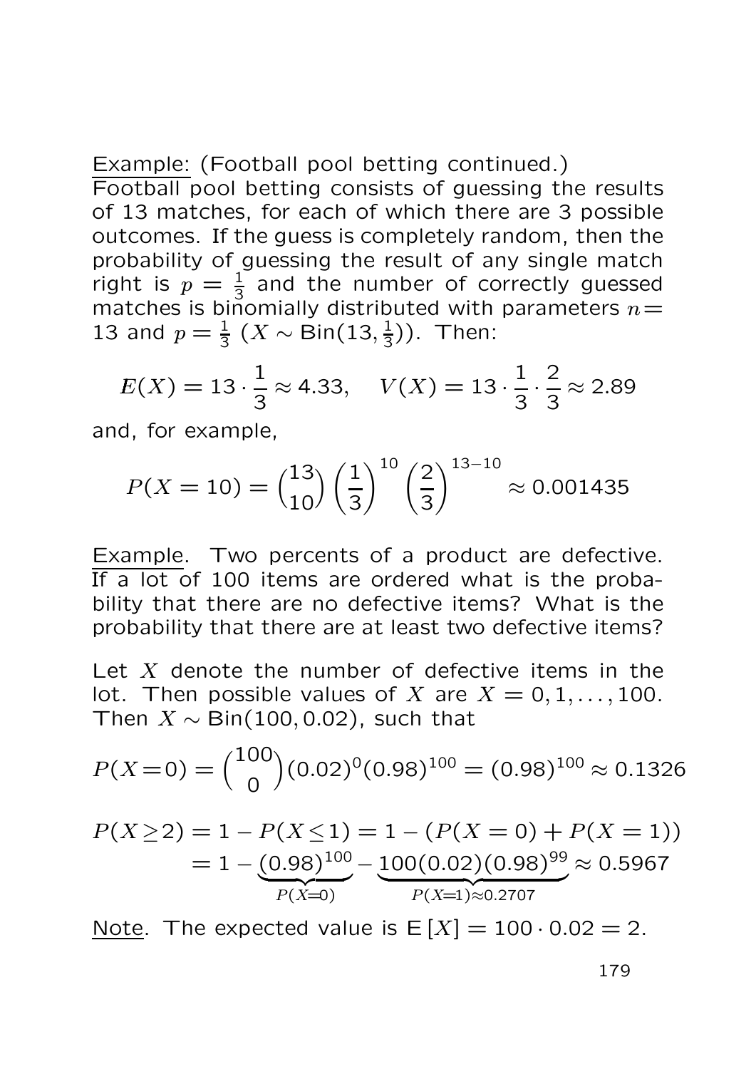Example: (Football pool betting continued.)
Football pool betting consists of guessing the results of 13 matches, for each of which there are 3 possible outcomes. If the guess is completely random, then the probability of guessing the result of any single match right is $p = \frac{1}{3}$ and the number of correctly guessed matches is binomially distributed with parameters $n = 13$ and $p = \frac{1}{3}$ ($X \sim \text{Bin}(13, \frac{1}{3})$). Then:

$$E(X) = 13 \cdot \frac{1}{3} \approx 4.33, \quad V(X) = 13 \cdot \frac{1}{3} \cdot \frac{2}{3} \approx 2.89$$

and, for example,

$$P(X = 10) = \binom{13}{10} \left(\frac{1}{3}\right)^{10} \left(\frac{2}{3}\right)^{13-10} \approx 0.001435$$

Example. Two percents of a product are defective. If a lot of 100 items are ordered what is the probability that there are no defective items? What is the probability that there are at least two defective items?

Let $X$ denote the number of defective items in the lot. Then possible values of $X$ are $X = 0, 1, \ldots, 100$. Then $X \sim \text{Bin}(100, 0.02)$, such that

$$P(X=0) = \binom{100}{0}(0.02)^0(0.98)^{100} = (0.98)^{100} \approx 0.1326$$

$$\begin{aligned} P(X \geq 2) &= 1 - P(X \leq 1) = 1 - (P(X = 0) + P(X = 1)) \\ &= 1 - \underbrace{(0.98)^{100}}_{P(X=0)} - \underbrace{100(0.02)(0.98)^{99}}_{P(X=1) \approx 0.2707} \approx 0.5967 \end{aligned}$$

Note. The expected value is $\text{E}[X] = 100 \cdot 0.02 = 2$.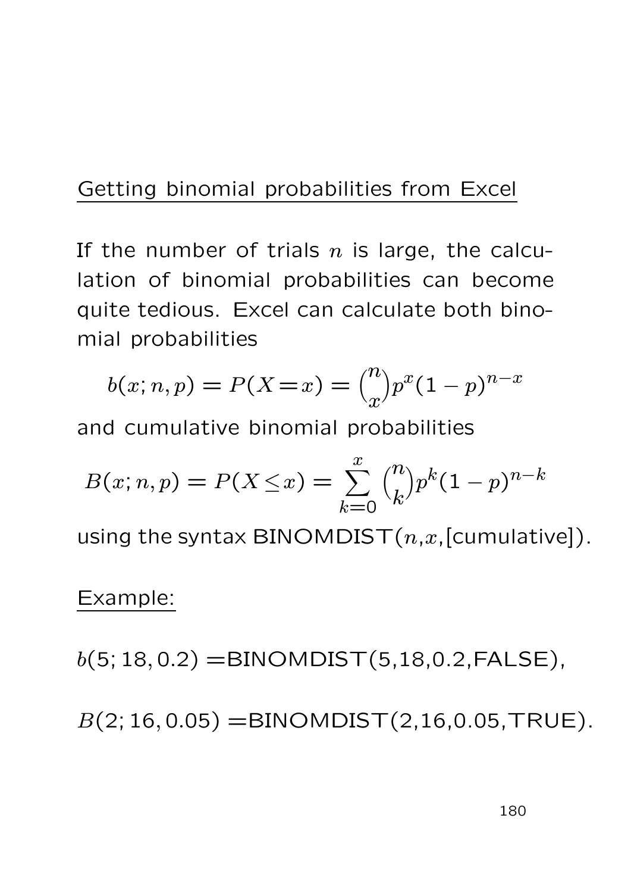## Getting binomial probabilities from Excel

If the number of trials $n$ is large, the calculation of binomial probabilities can become quite tedious. Excel can calculate both binomial probabilities

$$b(x; n, p) = P(X = x) = \binom{n}{x} p^x (1-p)^{n-x}$$

and cumulative binomial probabilities

$$B(x; n, p) = P(X \leq x) = \sum_{k=0}^{x} \binom{n}{k} p^k (1-p)^{n-k}$$

using the syntax BINOMDIST($n$,$x$,[cumulative]).

### Example:

$b(5; 18, 0.2)$ =BINOMDIST(5,18,0.2,FALSE),

$B(2; 16, 0.05)$ =BINOMDIST(2,16,0.05,TRUE).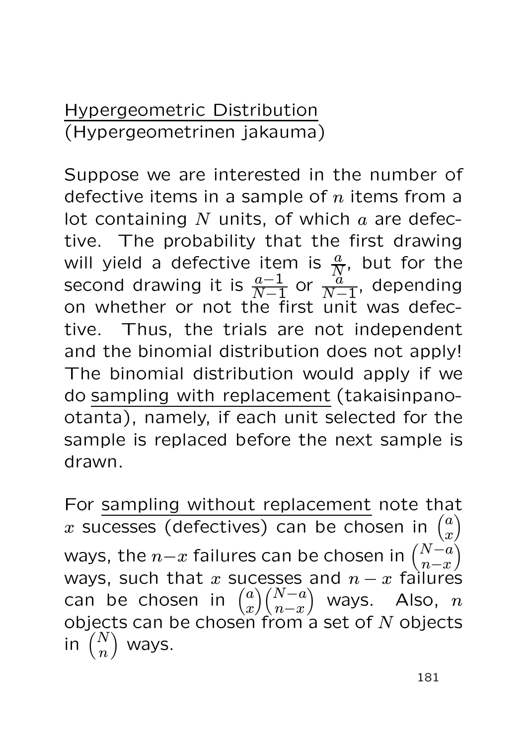<u>Hypergeometric Distribution</u>
(Hypergeometrinen jakauma)

Suppose we are interested in the number of defective items in a sample of $n$ items from a lot containing $N$ units, of which $a$ are defective. The probability that the first drawing will yield a defective item is $\frac{a}{N}$, but for the second drawing it is $\frac{a-1}{N-1}$ or $\frac{a}{N-1}$, depending on whether or not the first unit was defective. Thus, the trials are not independent and the binomial distribution does not apply! The binomial distribution would apply if we do <u>sampling with replacement</u> (takaisinpano-otanta), namely, if each unit selected for the sample is replaced before the next sample is drawn.

For <u>sampling without replacement</u> note that $x$ sucesses (defectives) can be chosen in $\binom{a}{x}$ ways, the $n-x$ failures can be chosen in $\binom{N-a}{n-x}$ ways, such that $x$ sucesses and $n-x$ failures can be chosen in $\binom{a}{x}\binom{N-a}{n-x}$ ways. Also, $n$ objects can be chosen from a set of $N$ objects in $\binom{N}{n}$ ways.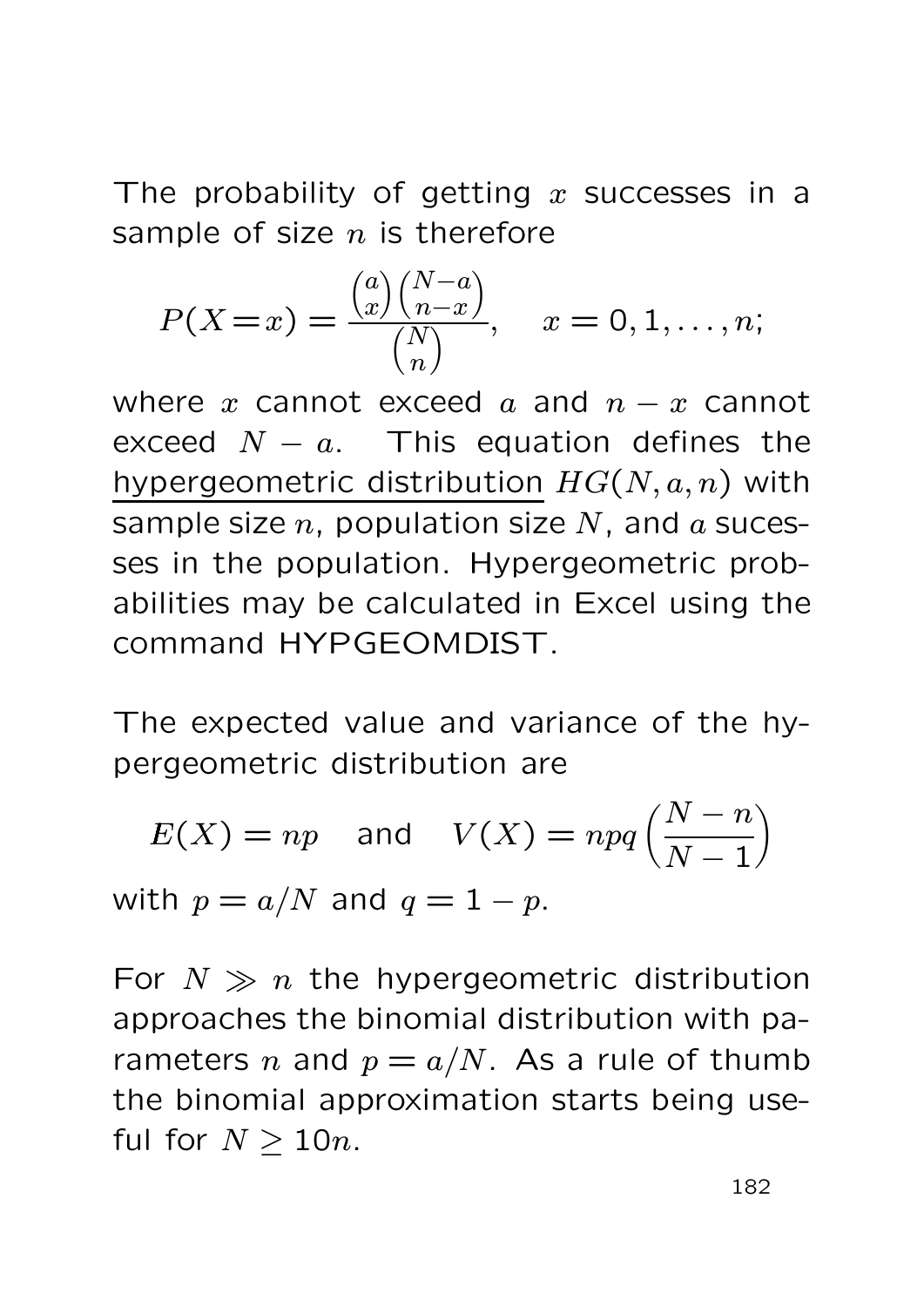The probability of getting $x$ successes in a sample of size $n$ is therefore

$$P(X = x) = \frac{\binom{a}{x}\binom{N-a}{n-x}}{\binom{N}{n}}, \quad x = 0, 1, \ldots, n;$$

where $x$ cannot exceed $a$ and $n - x$ cannot exceed $N - a$. This equation defines the <u>hypergeometric distribution</u> $HG(N, a, n)$ with sample size $n$, population size $N$, and $a$ sucesses in the population. Hypergeometric probabilities may be calculated in Excel using the command HYPGEOMDIST.

The expected value and variance of the hypergeometric distribution are

$$E(X) = np \quad \text{and} \quad V(X) = npq\left(\frac{N-n}{N-1}\right)$$

with $p = a/N$ and $q = 1 - p$.

For $N \gg n$ the hypergeometric distribution approaches the binomial distribution with parameters $n$ and $p = a/N$. As a rule of thumb the binomial approximation starts being useful for $N \geq 10n$.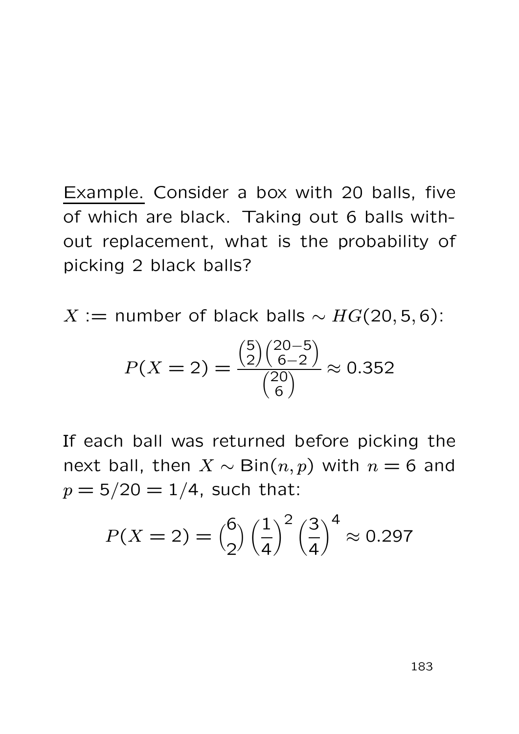<u>Example.</u> Consider a box with 20 balls, five of which are black. Taking out 6 balls without replacement, what is the probability of picking 2 black balls?

$X :=$ number of black balls $\sim HG(20, 5, 6)$:

$$P(X = 2) = \frac{\binom{5}{2}\binom{20-5}{6-2}}{\binom{20}{6}} \approx 0.352$$

If each ball was returned before picking the next ball, then $X \sim \text{Bin}(n, p)$ with $n = 6$ and $p = 5/20 = 1/4$, such that:

$$P(X = 2) = \binom{6}{2}\left(\frac{1}{4}\right)^2\left(\frac{3}{4}\right)^4 \approx 0.297$$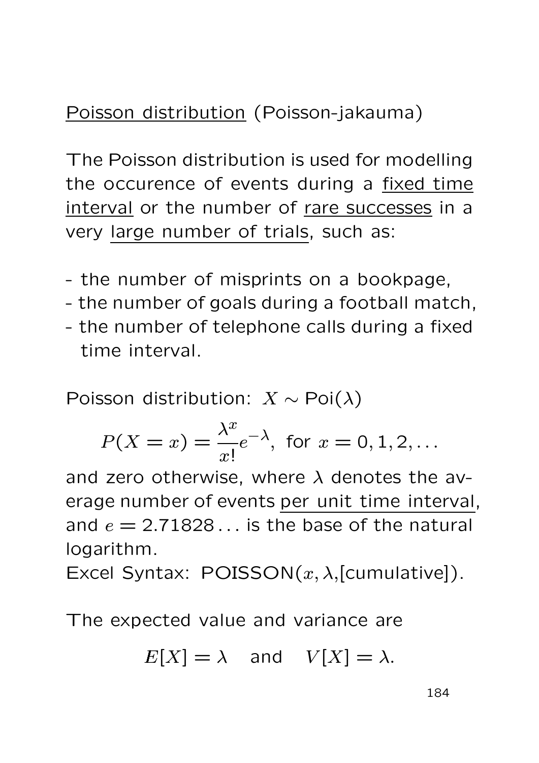<u>Poisson distribution</u> (Poisson-jakauma)

The Poisson distribution is used for modelling the occurence of events during a <u>fixed time interval</u> or the number of <u>rare successes</u> in a very <u>large number of trials</u>, such as:

- the number of misprints on a bookpage,
- the number of goals during a football match,
- the number of telephone calls during a fixed time interval.

Poisson distribution: $X \sim \text{Poi}(\lambda)$

$$P(X = x) = \frac{\lambda^x}{x!}e^{-\lambda}, \text{ for } x = 0, 1, 2, \ldots$$

and zero otherwise, where $\lambda$ denotes the average number of events <u>per unit time interval</u>, and $e = 2.71828\ldots$ is the base of the natural logarithm.
Excel Syntax: POISSON($x, \lambda$,[cumulative]).

The expected value and variance are

$$E[X] = \lambda \quad \text{and} \quad V[X] = \lambda.$$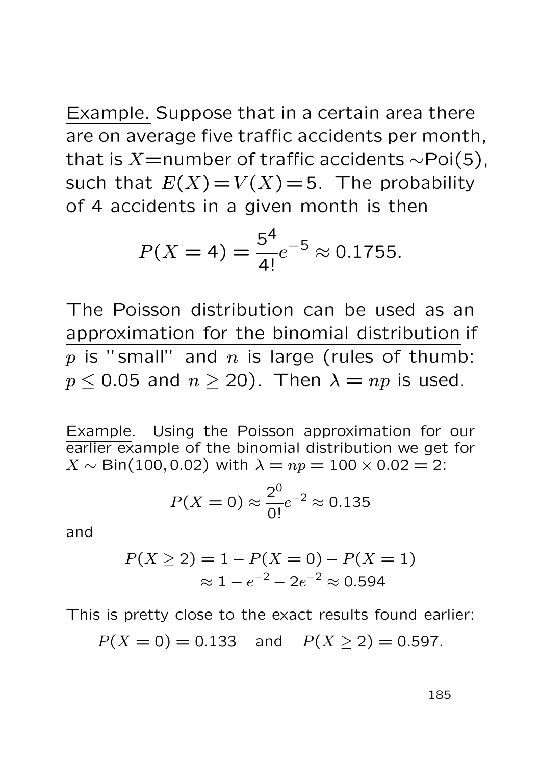Example. Suppose that in a certain area there are on average five traffic accidents per month, that is $X$=number of traffic accidents $\sim$Poi(5), such that $E(X) = V(X) = 5$. The probability of 4 accidents in a given month is then

$$P(X = 4) = \frac{5^4}{4!}e^{-5} \approx 0.1755.$$

The Poisson distribution can be used as an approximation for the binomial distribution if $p$ is "small" and $n$ is large (rules of thumb: $p \leq 0.05$ and $n \geq 20$). Then $\lambda = np$ is used.

Example. Using the Poisson approximation for our earlier example of the binomial distribution we get for $X \sim \text{Bin}(100, 0.02)$ with $\lambda = np = 100 \times 0.02 = 2$:

$$P(X = 0) \approx \frac{2^0}{0!}e^{-2} \approx 0.135$$

and

$$\begin{aligned} P(X \geq 2) &= 1 - P(X = 0) - P(X = 1) \\ &\approx 1 - e^{-2} - 2e^{-2} \approx 0.594 \end{aligned}$$

This is pretty close to the exact results found earlier:

$$P(X = 0) = 0.133 \quad \text{and} \quad P(X \geq 2) = 0.597.$$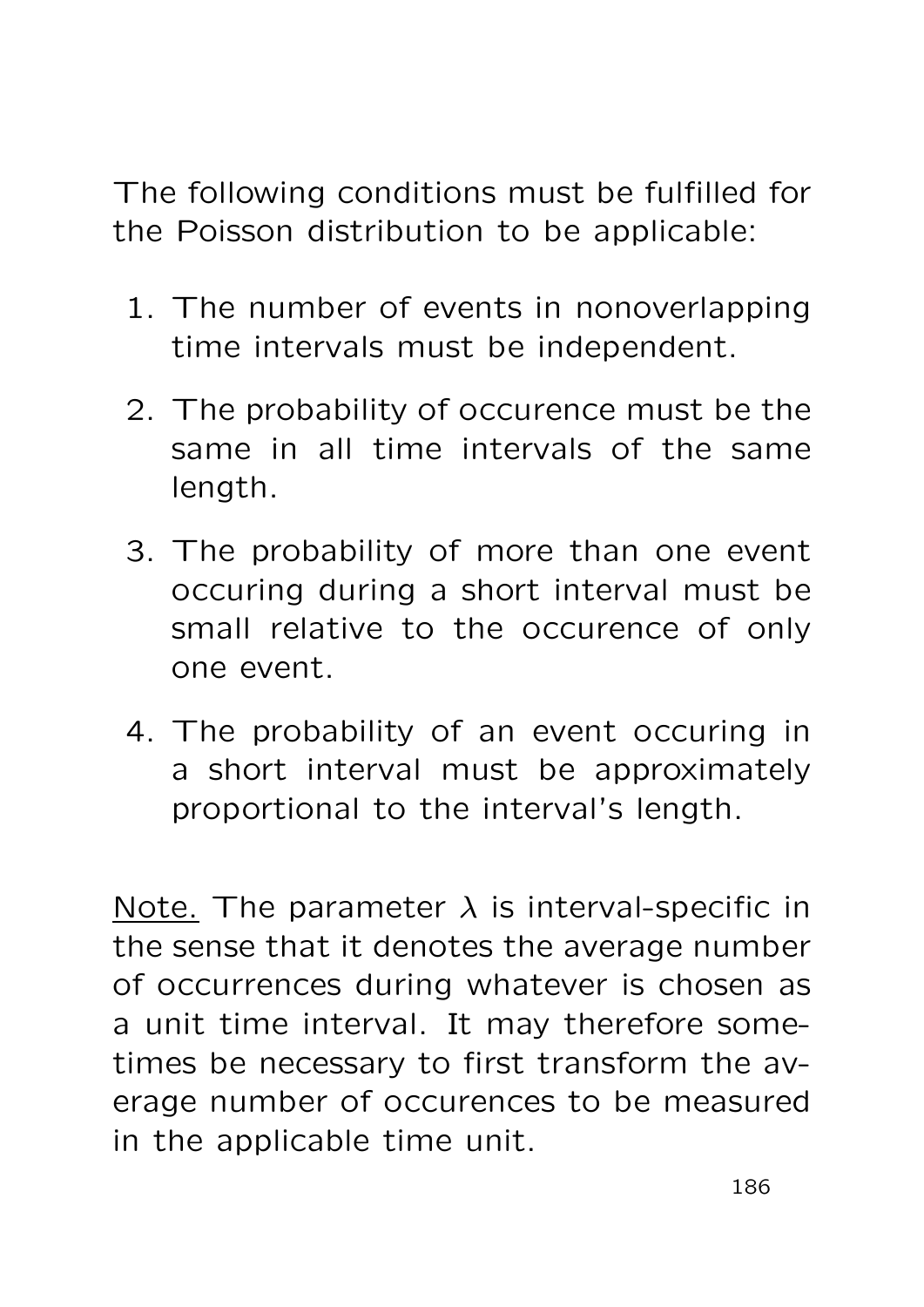The following conditions must be fulfilled for the Poisson distribution to be applicable:

1. The number of events in nonoverlapping time intervals must be independent.
2. The probability of occurence must be the same in all time intervals of the same length.
3. The probability of more than one event occuring during a short interval must be small relative to the occurence of only one event.
4. The probability of an event occuring in a short interval must be approximately proportional to the interval's length.

<u>Note.</u> The parameter $\lambda$ is interval-specific in the sense that it denotes the average number of occurrences during whatever is chosen as a unit time interval. It may therefore sometimes be necessary to first transform the average number of occurences to be measured in the applicable time unit.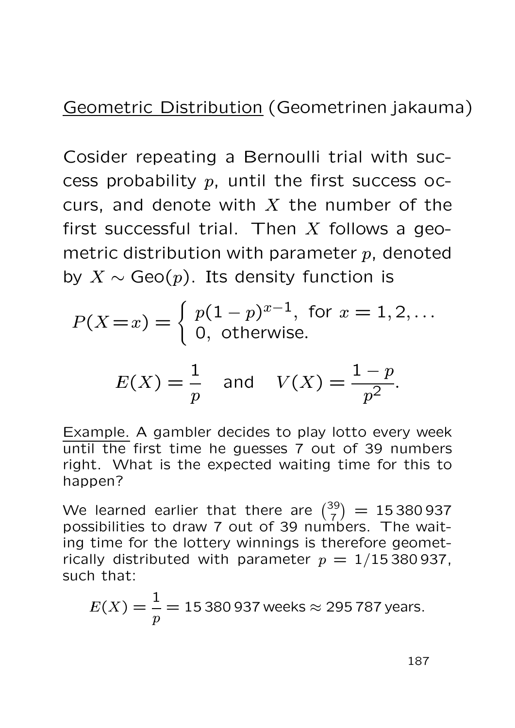Geometric Distribution (Geometrinen jakauma)

Cosider repeating a Bernoulli trial with success probability $p$, until the first success occurs, and denote with $X$ the number of the first successful trial. Then $X$ follows a geometric distribution with parameter $p$, denoted by $X \sim \text{Geo}(p)$. Its density function is

$$P(X = x) = \begin{cases} p(1-p)^{x-1}, & \text{for } x = 1, 2, \ldots \\ 0, & \text{otherwise.} \end{cases}$$

$$E(X) = \frac{1}{p} \quad \text{and} \quad V(X) = \frac{1-p}{p^2}.$$

Example. A gambler decides to play lotto every week until the first time he guesses 7 out of 39 numbers right. What is the expected waiting time for this to happen?

We learned earlier that there are $\binom{39}{7} = 15\,380\,937$ possibilities to draw 7 out of 39 numbers. The waiting time for the lottery winnings is therefore geometrically distributed with parameter $p = 1/15\,380\,937$, such that:

$$E(X) = \frac{1}{p} = 15\,380\,937 \text{ weeks} \approx 295\,787 \text{ years}.$$